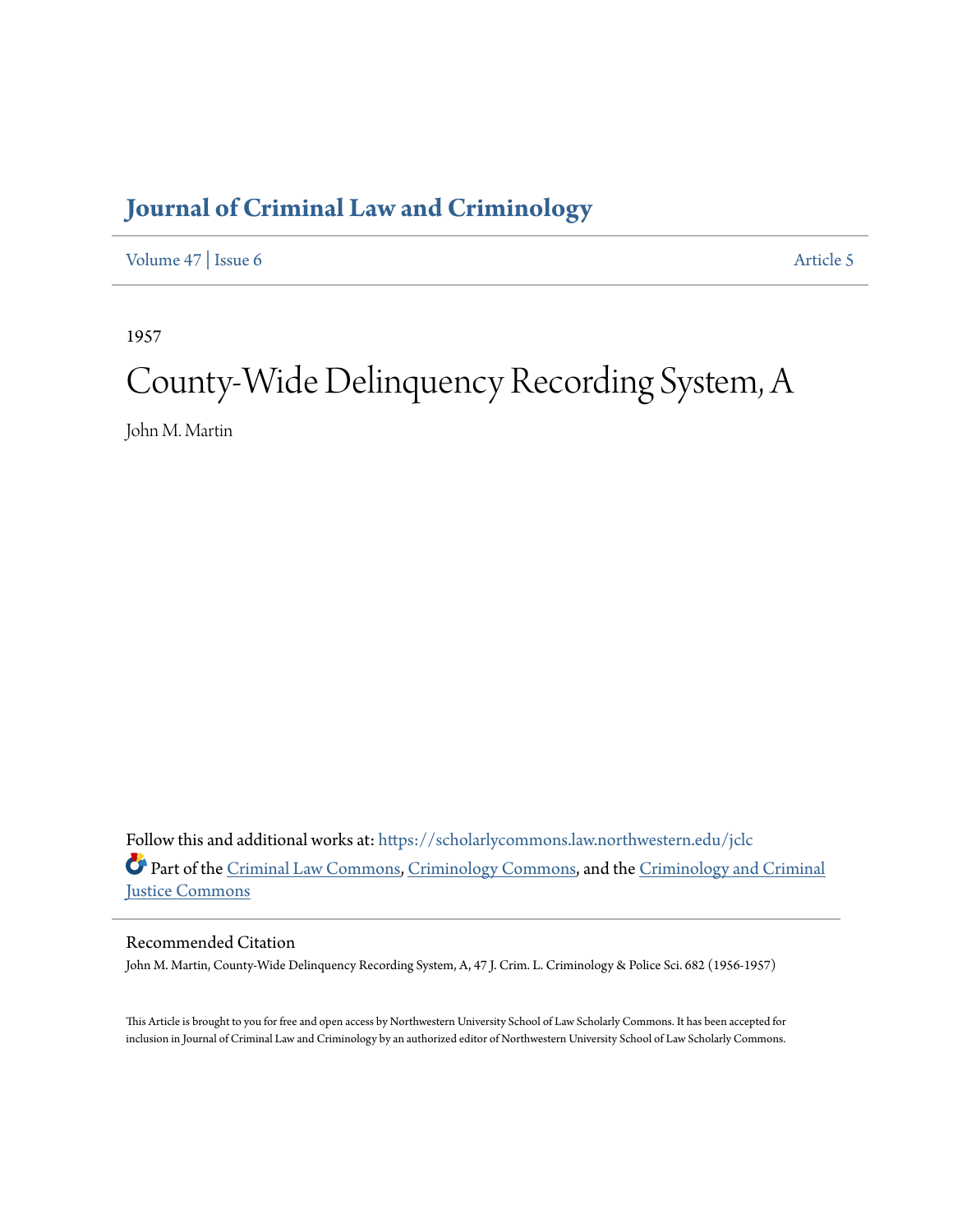# Journal of Criminal Law and Criminology

Volume 47 | Issue 6 Article 5

1957

# County-Wide Delinquency Recording System, A

John M. Martin

Follow this and additional works at: https://scholarlycommons.law.northwestern.edu/jclc

Part of the Criminal Law Commons, Criminology Commons, and the Criminology and Criminal Justice Commons

## Recommended Citation

John M. Martin, County-Wide Delinquency Recording System, A, 47 J. Crim. L. Criminology & Police Sci. 682 (1956-1957)

This Article is brought to you for free and open access by Northwestern University School of Law Scholarly Commons. It has been accepted for inclusion in Journal of Criminal Law and Criminology by an authorized editor of Northwestern University School of Law Scholarly Commons.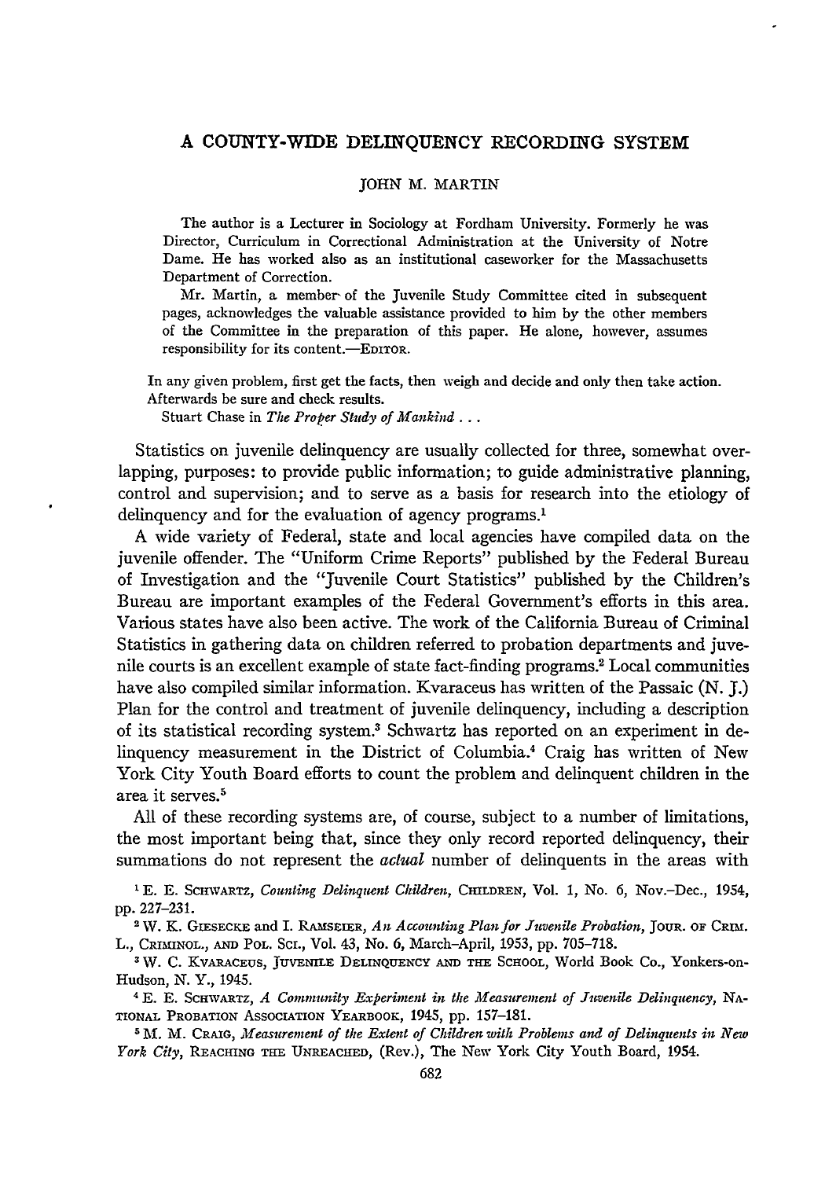# A COUNTY-WIDE DELINQUENCY RECORDING SYSTEM

JOHN M. MARTIN

The author is a Lecturer in Sociology at Fordham University. Formerly he was Director, Curriculum in Correctional Administration at the University of Notre Dame. He has worked also as an institutional caseworker for the Massachusetts Department of Correction.

Mr. Martin, a member of the Juvenile Study Committee cited in subsequent pages, acknowledges the valuable assistance provided to him by the other members of the Committee in the preparation of this paper. He alone, however, assumes responsibility for its content.—EDITOR.

In any given problem, first get the facts, then weigh and decide and only then take action. Afterwards be sure and check results.

Stuart Chase in *The Proper Study of Mankind . . .*

Statistics on juvenile delinquency are usually collected for three, somewhat overlapping, purposes: to provide public information; to guide administrative planning, control and supervision; and to serve as a basis for research into the etiology of delinquency and for the evaluation of agency programs.[1]

A wide variety of Federal, state and local agencies have compiled data on the juvenile offender. The "Uniform Crime Reports" published by the Federal Bureau of Investigation and the "Juvenile Court Statistics" published by the Children's Bureau are important examples of the Federal Government's efforts in this area. Various states have also been active. The work of the California Bureau of Criminal Statistics in gathering data on children referred to probation departments and juvenile courts is an excellent example of state fact-finding programs.[2] Local communities have also compiled similar information. Kvaraceus has written of the Passaic (N. J.) Plan for the control and treatment of juvenile delinquency, including a description of its statistical recording system.[3] Schwartz has reported on an experiment in delinquency measurement in the District of Columbia.[4] Craig has written of New York City Youth Board efforts to count the problem and delinquent children in the area it serves.[5]

All of these recording systems are, of course, subject to a number of limitations, the most important being that, since they only record reported delinquency, their summations do not represent the *actual* number of delinquents in the areas with

[1] E. E. SCHWARTZ, *Counting Delinquent Children*, CHILDREN, Vol. 1, No. 6, Nov.–Dec., 1954, pp. 227–231.

[2] W. K. GIESECKE and I. RAMSEIER, *An Accounting Plan for Juvenile Probation*, JOUR. OF CRIM. L., CRIMINOL., AND POL. SCI., Vol. 43, No. 6, March–April, 1953, pp. 705–718.

[3] W. C. KVARACEUS, JUVENILE DELINQUENCY AND THE SCHOOL, World Book Co., Yonkers-on-Hudson, N. Y., 1945.

[4] E. E. SCHWARTZ, *A Community Experiment in the Measurement of Juvenile Delinquency*, NATIONAL PROBATION ASSOCIATION YEARBOOK, 1945, pp. 157–181.

[5] M. M. CRAIG, *Measurement of the Extent of Children with Problems and of Delinquents in New York City*, REACHING THE UNREACHED, (Rev.), The New York City Youth Board, 1954.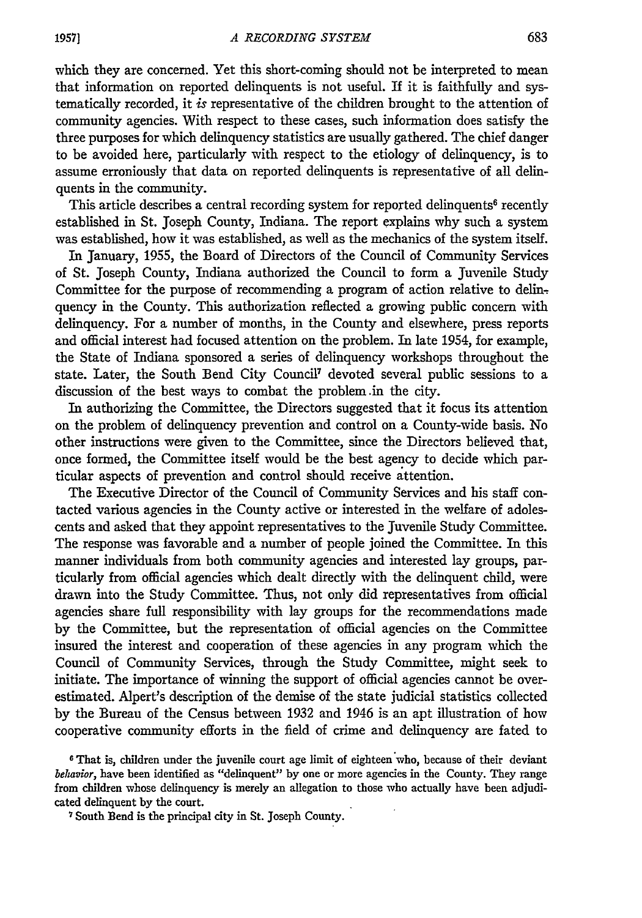which they are concerned. Yet this short-coming should not be interpreted to mean that information on reported delinquents is not useful. If it is faithfully and systematically recorded, it *is* representative of the children brought to the attention of community agencies. With respect to these cases, such information does satisfy the three purposes for which delinquency statistics are usually gathered. The chief danger to be avoided here, particularly with respect to the etiology of delinquency, is to assume erroneously that data on reported delinquents is representative of all delinquents in the community.

This article describes a central recording system for reported delinquents[6] recently established in St. Joseph County, Indiana. The report explains why such a system was established, how it was established, as well as the mechanics of the system itself.

In January, 1955, the Board of Directors of the Council of Community Services of St. Joseph County, Indiana authorized the Council to form a Juvenile Study Committee for the purpose of recommending a program of action relative to delinquency in the County. This authorization reflected a growing public concern with delinquency. For a number of months, in the County and elsewhere, press reports and official interest had focused attention on the problem. In late 1954, for example, the State of Indiana sponsored a series of delinquency workshops throughout the state. Later, the South Bend City Council[7] devoted several public sessions to a discussion of the best ways to combat the problem in the city.

In authorizing the Committee, the Directors suggested that it focus its attention on the problem of delinquency prevention and control on a County-wide basis. No other instructions were given to the Committee, since the Directors believed that, once formed, the Committee itself would be the best agency to decide which particular aspects of prevention and control should receive attention.

The Executive Director of the Council of Community Services and his staff contacted various agencies in the County active or interested in the welfare of adolescents and asked that they appoint representatives to the Juvenile Study Committee. The response was favorable and a number of people joined the Committee. In this manner individuals from both community agencies and interested lay groups, particularly from official agencies which dealt directly with the delinquent child, were drawn into the Study Committee. Thus, not only did representatives from official agencies share full responsibility with lay groups for the recommendations made by the Committee, but the representation of official agencies on the Committee insured the interest and cooperation of these agencies in any program which the Council of Community Services, through the Study Committee, might seek to initiate. The importance of winning the support of official agencies cannot be overestimated. Alpert's description of the demise of the state judicial statistics collected by the Bureau of the Census between 1932 and 1946 is an apt illustration of how cooperative community efforts in the field of crime and delinquency are fated to

[6] That is, children under the juvenile court age limit of eighteen who, because of their deviant *behavior*, have been identified as "delinquent" by one or more agencies in the County. They range from children whose delinquency is merely an allegation to those who actually have been adjudicated delinquent by the court.

[7] South Bend is the principal city in St. Joseph County.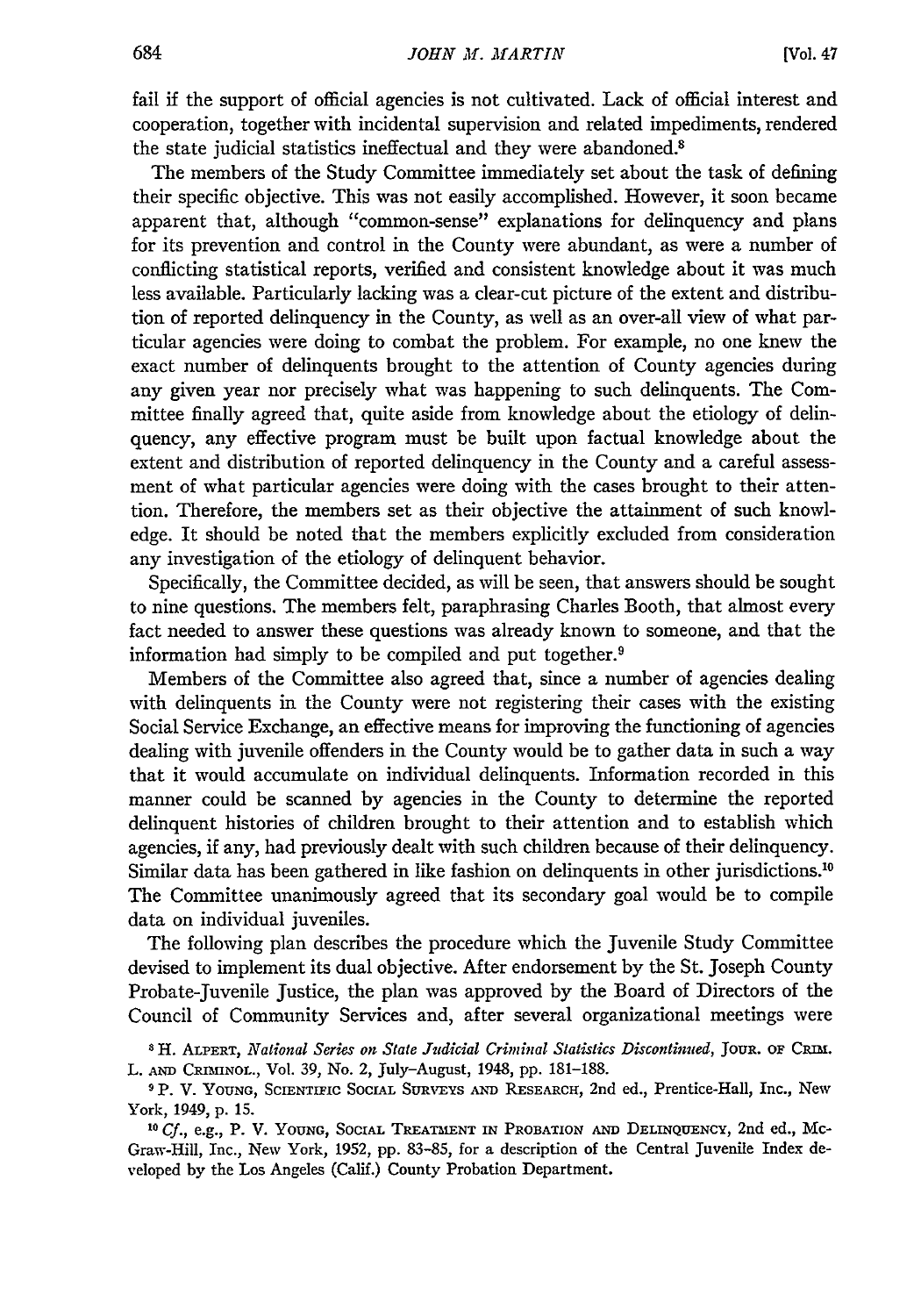fail if the support of official agencies is not cultivated. Lack of official interest and cooperation, together with incidental supervision and related impediments, rendered the state judicial statistics ineffectual and they were abandoned.[8]

The members of the Study Committee immediately set about the task of defining their specific objective. This was not easily accomplished. However, it soon became apparent that, although "common-sense" explanations for delinquency and plans for its prevention and control in the County were abundant, as were a number of conflicting statistical reports, verified and consistent knowledge about it was much less available. Particularly lacking was a clear-cut picture of the extent and distribution of reported delinquency in the County, as well as an over-all view of what particular agencies were doing to combat the problem. For example, no one knew the exact number of delinquents brought to the attention of County agencies during any given year nor precisely what was happening to such delinquents. The Committee finally agreed that, quite aside from knowledge about the etiology of delinquency, any effective program must be built upon factual knowledge about the extent and distribution of reported delinquency in the County and a careful assessment of what particular agencies were doing with the cases brought to their attention. Therefore, the members set as their objective the attainment of such knowledge. It should be noted that the members explicitly excluded from consideration any investigation of the etiology of delinquent behavior.

Specifically, the Committee decided, as will be seen, that answers should be sought to nine questions. The members felt, paraphrasing Charles Booth, that almost every fact needed to answer these questions was already known to someone, and that the information had simply to be compiled and put together.[9]

Members of the Committee also agreed that, since a number of agencies dealing with delinquents in the County were not registering their cases with the existing Social Service Exchange, an effective means for improving the functioning of agencies dealing with juvenile offenders in the County would be to gather data in such a way that it would accumulate on individual delinquents. Information recorded in this manner could be scanned by agencies in the County to determine the reported delinquent histories of children brought to their attention and to establish which agencies, if any, had previously dealt with such children because of their delinquency. Similar data has been gathered in like fashion on delinquents in other jurisdictions.[10] The Committee unanimously agreed that its secondary goal would be to compile data on individual juveniles.

The following plan describes the procedure which the Juvenile Study Committee devised to implement its dual objective. After endorsement by the St. Joseph County Probate-Juvenile Justice, the plan was approved by the Board of Directors of the Council of Community Services and, after several organizational meetings were

---

[8] H. Alpert, *National Series on State Judicial Criminal Statistics Discontinued*, Jour. of Crim. L. and Criminol., Vol. 39, No. 2, July–August, 1948, pp. 181–188.

[9] P. V. Young, Scientific Social Surveys and Research, 2nd ed., Prentice-Hall, Inc., New York, 1949, p. 15.

[10] *Cf.*, e.g., P. V. Young, Social Treatment in Probation and Delinquency, 2nd ed., McGraw-Hill, Inc., New York, 1952, pp. 83–85, for a description of the Central Juvenile Index developed by the Los Angeles (Calif.) County Probation Department.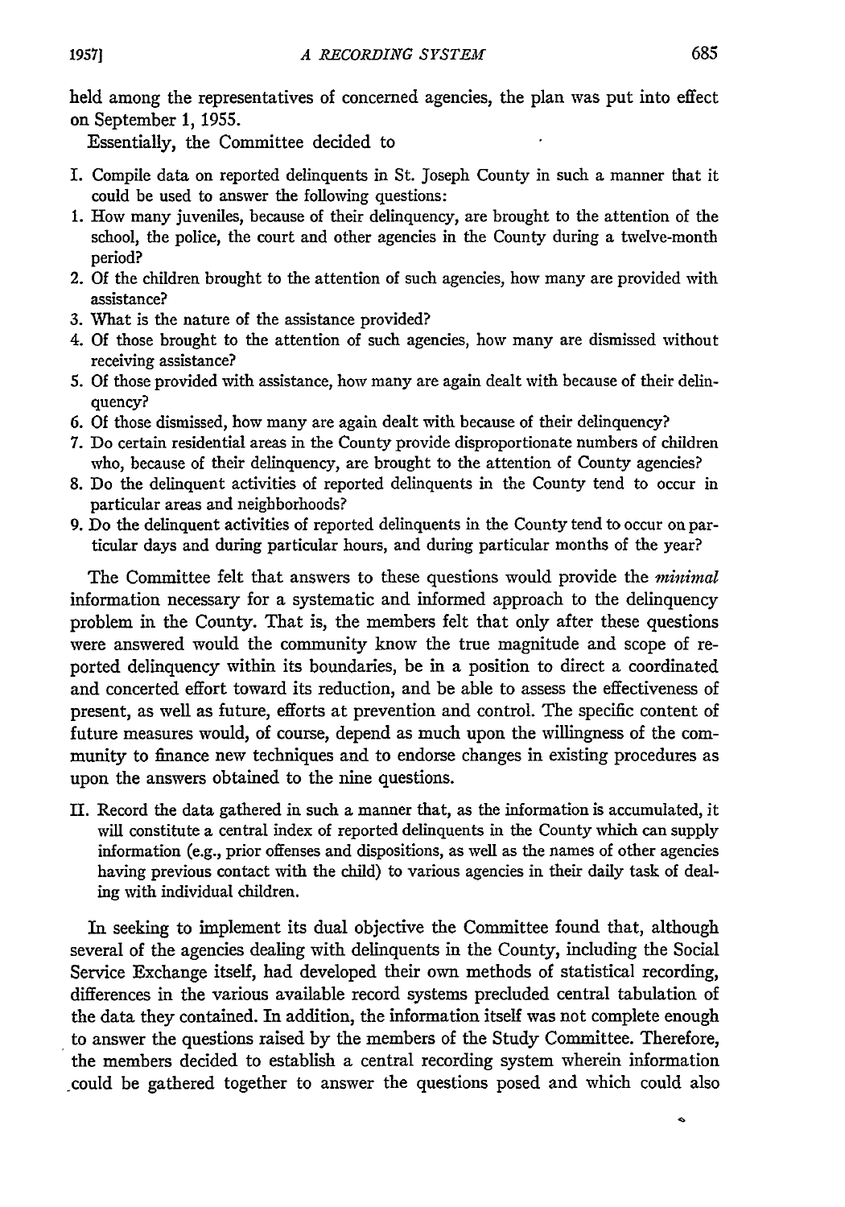held among the representatives of concerned agencies, the plan was put into effect on September 1, 1955.

Essentially, the Committee decided to

I. Compile data on reported delinquents in St. Joseph County in such a manner that it could be used to answer the following questions:

1. How many juveniles, because of their delinquency, are brought to the attention of the school, the police, the court and other agencies in the County during a twelve-month period?
2. Of the children brought to the attention of such agencies, how many are provided with assistance?
3. What is the nature of the assistance provided?
4. Of those brought to the attention of such agencies, how many are dismissed without receiving assistance?
5. Of those provided with assistance, how many are again dealt with because of their delinquency?
6. Of those dismissed, how many are again dealt with because of their delinquency?
7. Do certain residential areas in the County provide disproportionate numbers of children who, because of their delinquency, are brought to the attention of County agencies?
8. Do the delinquent activities of reported delinquents in the County tend to occur in particular areas and neighborhoods?
9. Do the delinquent activities of reported delinquents in the County tend to occur on particular days and during particular hours, and during particular months of the year?

The Committee felt that answers to these questions would provide the *minimal* information necessary for a systematic and informed approach to the delinquency problem in the County. That is, the members felt that only after these questions were answered would the community know the true magnitude and scope of reported delinquency within its boundaries, be in a position to direct a coordinated and concerted effort toward its reduction, and be able to assess the effectiveness of present, as well as future, efforts at prevention and control. The specific content of future measures would, of course, depend as much upon the willingness of the community to finance new techniques and to endorse changes in existing procedures as upon the answers obtained to the nine questions.

II. Record the data gathered in such a manner that, as the information is accumulated, it will constitute a central index of reported delinquents in the County which can supply information (e.g., prior offenses and dispositions, as well as the names of other agencies having previous contact with the child) to various agencies in their daily task of dealing with individual children.

In seeking to implement its dual objective the Committee found that, although several of the agencies dealing with delinquents in the County, including the Social Service Exchange itself, had developed their own methods of statistical recording, differences in the various available record systems precluded central tabulation of the data they contained. In addition, the information itself was not complete enough to answer the questions raised by the members of the Study Committee. Therefore, the members decided to establish a central recording system wherein information could be gathered together to answer the questions posed and which could also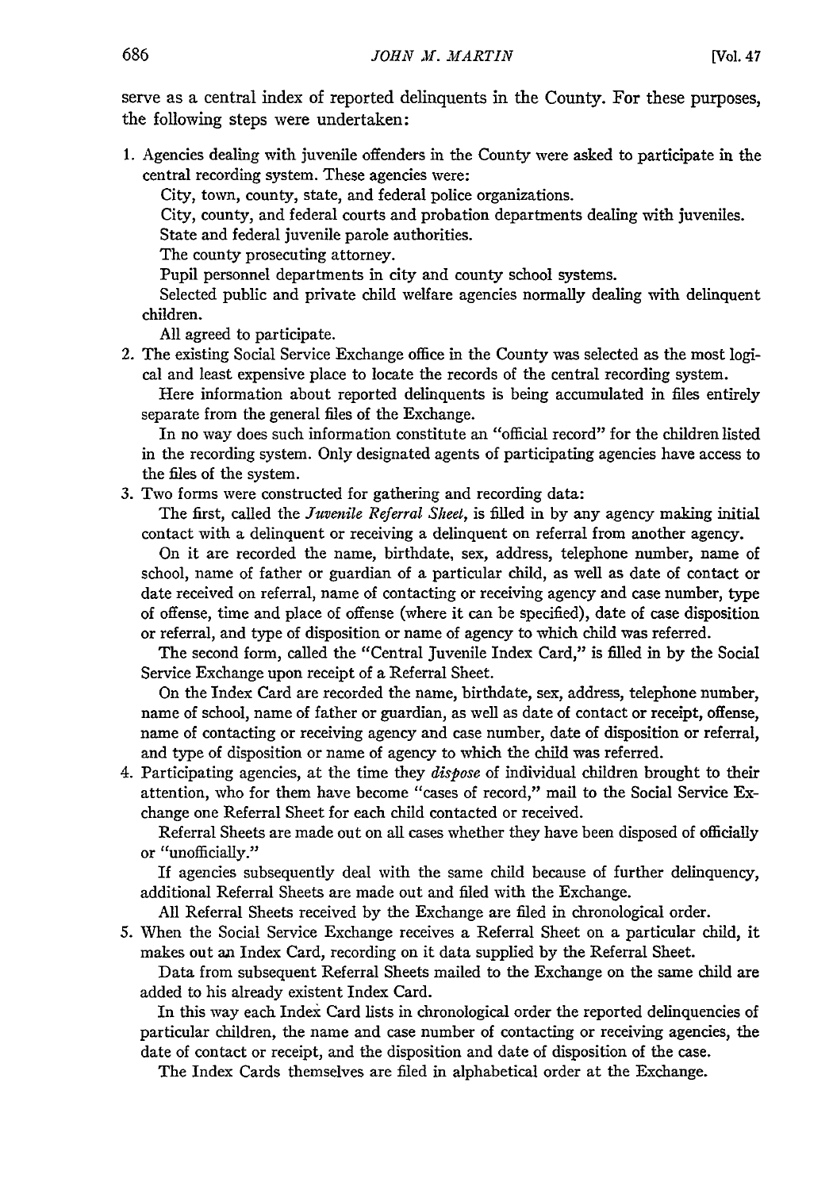serve as a central index of reported delinquents in the County. For these purposes, the following steps were undertaken:

1. Agencies dealing with juvenile offenders in the County were asked to participate in the central recording system. These agencies were:

   City, town, county, state, and federal police organizations.

   City, county, and federal courts and probation departments dealing with juveniles.

   State and federal juvenile parole authorities.

   The county prosecuting attorney.

   Pupil personnel departments in city and county school systems.

   Selected public and private child welfare agencies normally dealing with delinquent children.

   All agreed to participate.

2. The existing Social Service Exchange office in the County was selected as the most logical and least expensive place to locate the records of the central recording system.

   Here information about reported delinquents is being accumulated in files entirely separate from the general files of the Exchange.

   In no way does such information constitute an "official record" for the children listed in the recording system. Only designated agents of participating agencies have access to the files of the system.

3. Two forms were constructed for gathering and recording data:

   The first, called the *Juvenile Referral Sheet*, is filled in by any agency making initial contact with a delinquent or receiving a delinquent on referral from another agency.

   On it are recorded the name, birthdate, sex, address, telephone number, name of school, name of father or guardian of a particular child, as well as date of contact or date received on referral, name of contacting or receiving agency and case number, type of offense, time and place of offense (where it can be specified), date of case disposition or referral, and type of disposition or name of agency to which child was referred.

   The second form, called the "Central Juvenile Index Card," is filled in by the Social Service Exchange upon receipt of a Referral Sheet.

   On the Index Card are recorded the name, birthdate, sex, address, telephone number, name of school, name of father or guardian, as well as date of contact or receipt, offense, name of contacting or receiving agency and case number, date of disposition or referral, and type of disposition or name of agency to which the child was referred.

4. Participating agencies, at the time they *dispose* of individual children brought to their attention, who for them have become "cases of record," mail to the Social Service Exchange one Referral Sheet for each child contacted or received.

   Referral Sheets are made out on all cases whether they have been disposed of officially or "unofficially."

   If agencies subsequently deal with the same child because of further delinquency, additional Referral Sheets are made out and filed with the Exchange.

   All Referral Sheets received by the Exchange are filed in chronological order.

5. When the Social Service Exchange receives a Referral Sheet on a particular child, it makes out an Index Card, recording on it data supplied by the Referral Sheet.

   Data from subsequent Referral Sheets mailed to the Exchange on the same child are added to his already existent Index Card.

   In this way each Index Card lists in chronological order the reported delinquencies of particular children, the name and case number of contacting or receiving agencies, the date of contact or receipt, and the disposition and date of disposition of the case.

   The Index Cards themselves are filed in alphabetical order at the Exchange.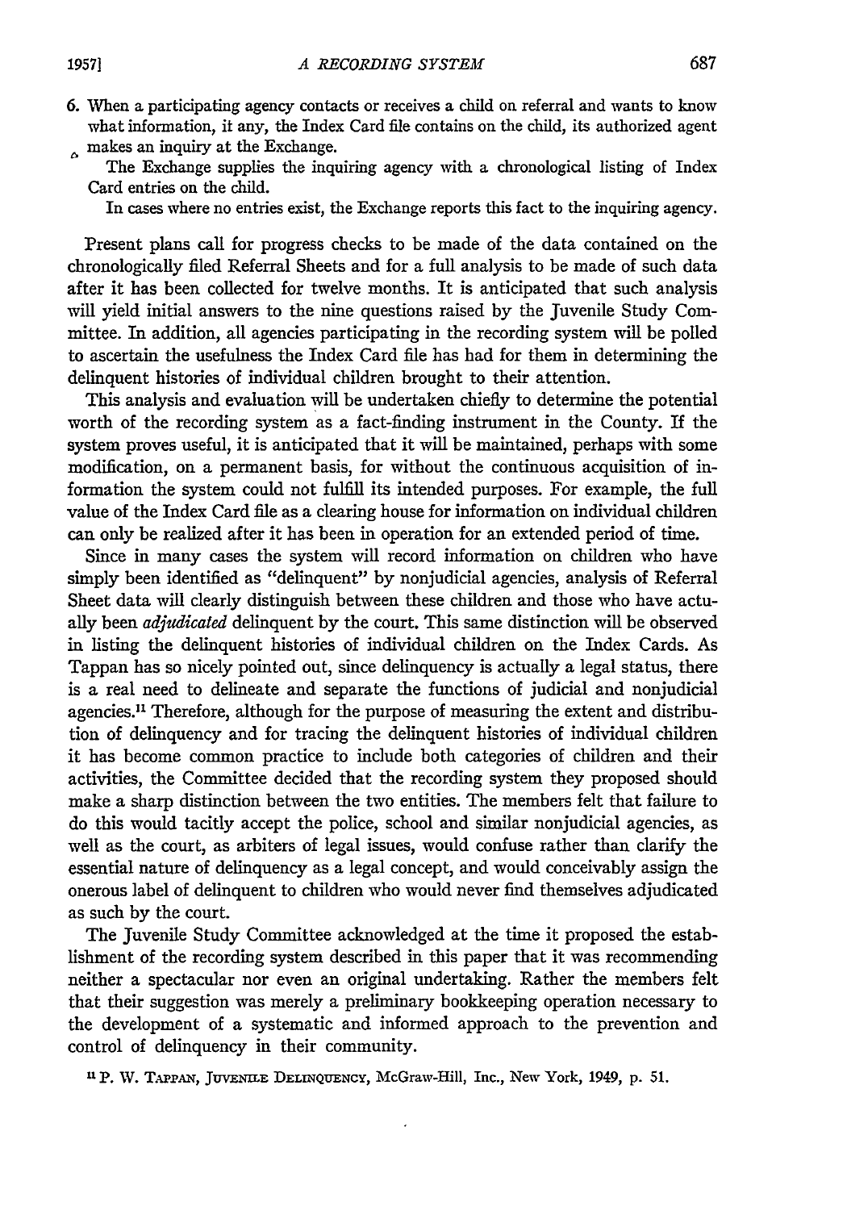6. When a participating agency contacts or receives a child on referral and wants to know what information, if any, the Index Card file contains on the child, its authorized agent makes an inquiry at the Exchange.

   The Exchange supplies the inquiring agency with a chronological listing of Index Card entries on the child.

   In cases where no entries exist, the Exchange reports this fact to the inquiring agency.

Present plans call for progress checks to be made of the data contained on the chronologically filed Referral Sheets and for a full analysis to be made of such data after it has been collected for twelve months. It is anticipated that such analysis will yield initial answers to the nine questions raised by the Juvenile Study Committee. In addition, all agencies participating in the recording system will be polled to ascertain the usefulness the Index Card file has had for them in determining the delinquent histories of individual children brought to their attention.

This analysis and evaluation will be undertaken chiefly to determine the potential worth of the recording system as a fact-finding instrument in the County. If the system proves useful, it is anticipated that it will be maintained, perhaps with some modification, on a permanent basis, for without the continuous acquisition of information the system could not fulfill its intended purposes. For example, the full value of the Index Card file as a clearing house for information on individual children can only be realized after it has been in operation for an extended period of time.

Since in many cases the system will record information on children who have simply been identified as "delinquent" by nonjudicial agencies, analysis of Referral Sheet data will clearly distinguish between these children and those who have actually been *adjudicated* delinquent by the court. This same distinction will be observed in listing the delinquent histories of individual children on the Index Cards. As Tappan has so nicely pointed out, since delinquency is actually a legal status, there is a real need to delineate and separate the functions of judicial and nonjudicial agencies.[11] Therefore, although for the purpose of measuring the extent and distribution of delinquency and for tracing the delinquent histories of individual children it has become common practice to include both categories of children and their activities, the Committee decided that the recording system they proposed should make a sharp distinction between the two entities. The members felt that failure to do this would tacitly accept the police, school and similar nonjudicial agencies, as well as the court, as arbiters of legal issues, would confuse rather than clarify the essential nature of delinquency as a legal concept, and would conceivably assign the onerous label of delinquent to children who would never find themselves adjudicated as such by the court.

The Juvenile Study Committee acknowledged at the time it proposed the establishment of the recording system described in this paper that it was recommending neither a spectacular nor even an original undertaking. Rather the members felt that their suggestion was merely a preliminary bookkeeping operation necessary to the development of a systematic and informed approach to the prevention and control of delinquency in their community.

[11] P. W. Tappan, Juvenile Delinquency, McGraw-Hill, Inc., New York, 1949, p. 51.